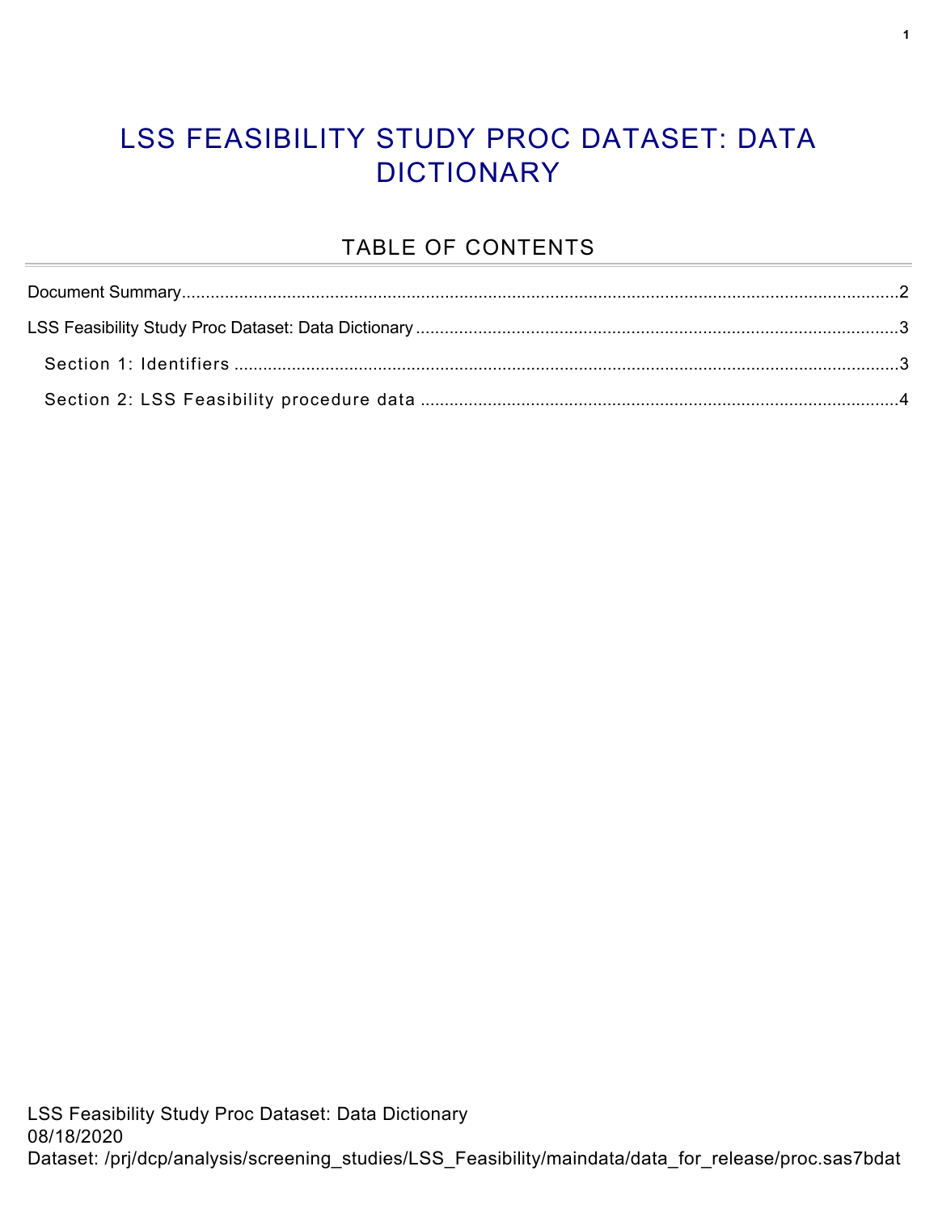# LSS FEASIBILITY STUDY PROC DATASET: DATA DICTIONARY

## TABLE OF CONTENTS

Document Summary....................................................................................................................................2

LSS Feasibility Study Proc Dataset: Data Dictionary ....................................................................................3

Section 1: Identifiers ....................................................................................................................3

Section 2: LSS Feasibility procedure data ....................................................................................4

LSS Feasibility Study Proc Dataset: Data Dictionary
08/18/2020
Dataset: /prj/dcp/analysis/screening_studies/LSS_Feasibility/maindata/data_for_release/proc.sas7bdat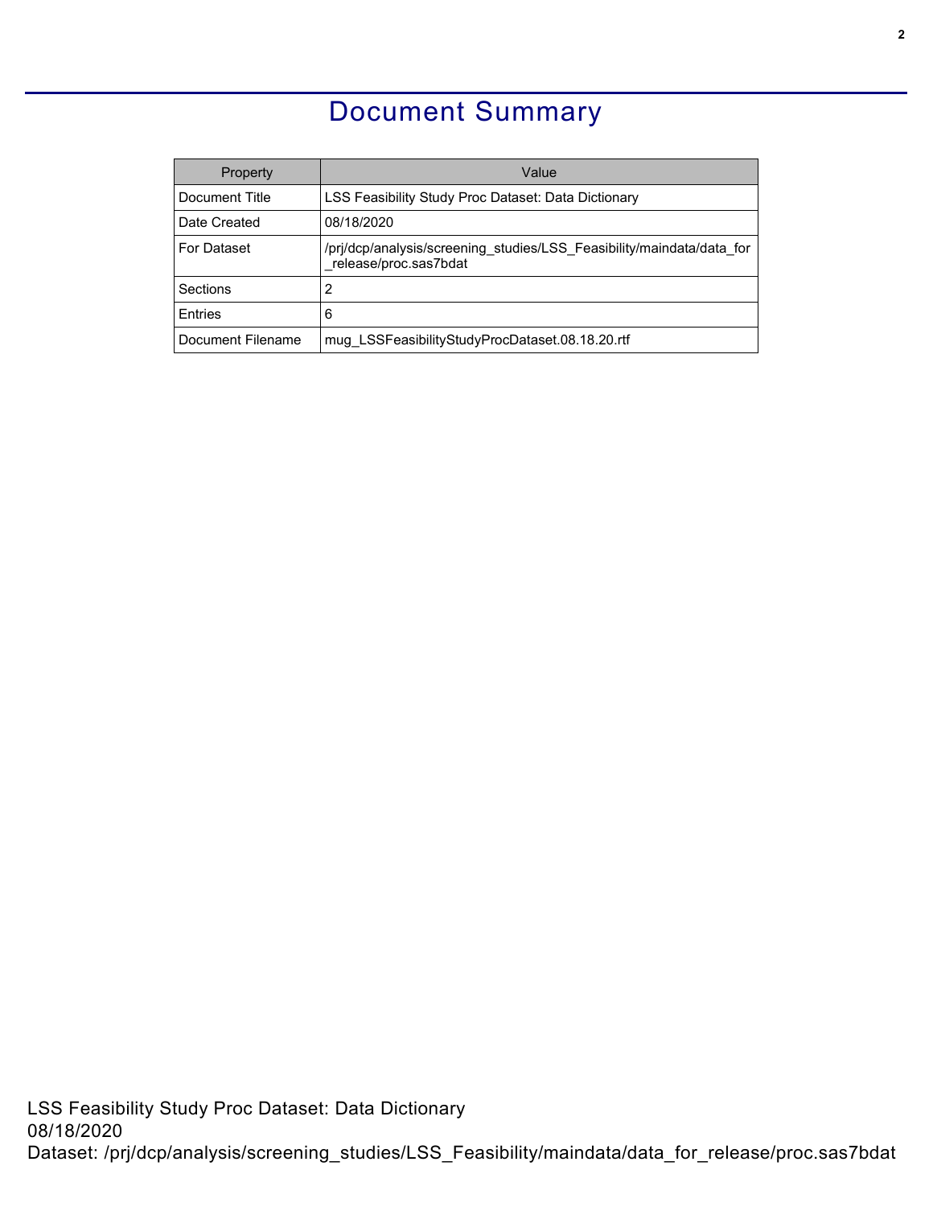# Document Summary

| Property | Value |
|---|---|
| Document Title | LSS Feasibility Study Proc Dataset: Data Dictionary |
| Date Created | 08/18/2020 |
| For Dataset | /prj/dcp/analysis/screening_studies/LSS_Feasibility/maindata/data_for_release/proc.sas7bdat |
| Sections | 2 |
| Entries | 6 |
| Document Filename | mug_LSSFeasibilityStudyProcDataset.08.18.20.rtf |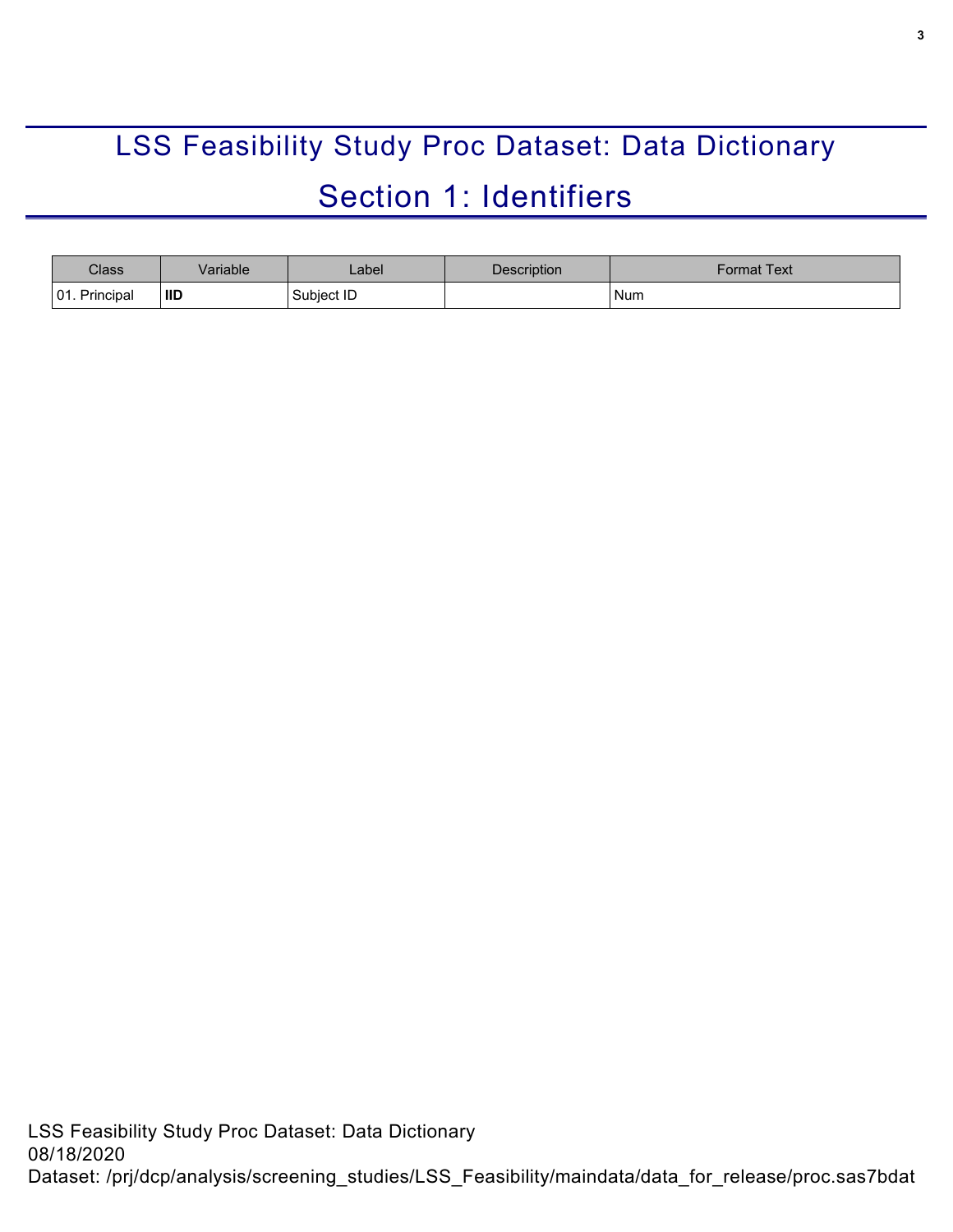# LSS Feasibility Study Proc Dataset: Data Dictionary

## Section 1: Identifiers

| Class | Variable | Label | Description | Format Text |
|---|---|---|---|---|
| 01. Principal | **IID** | Subject ID | | Num |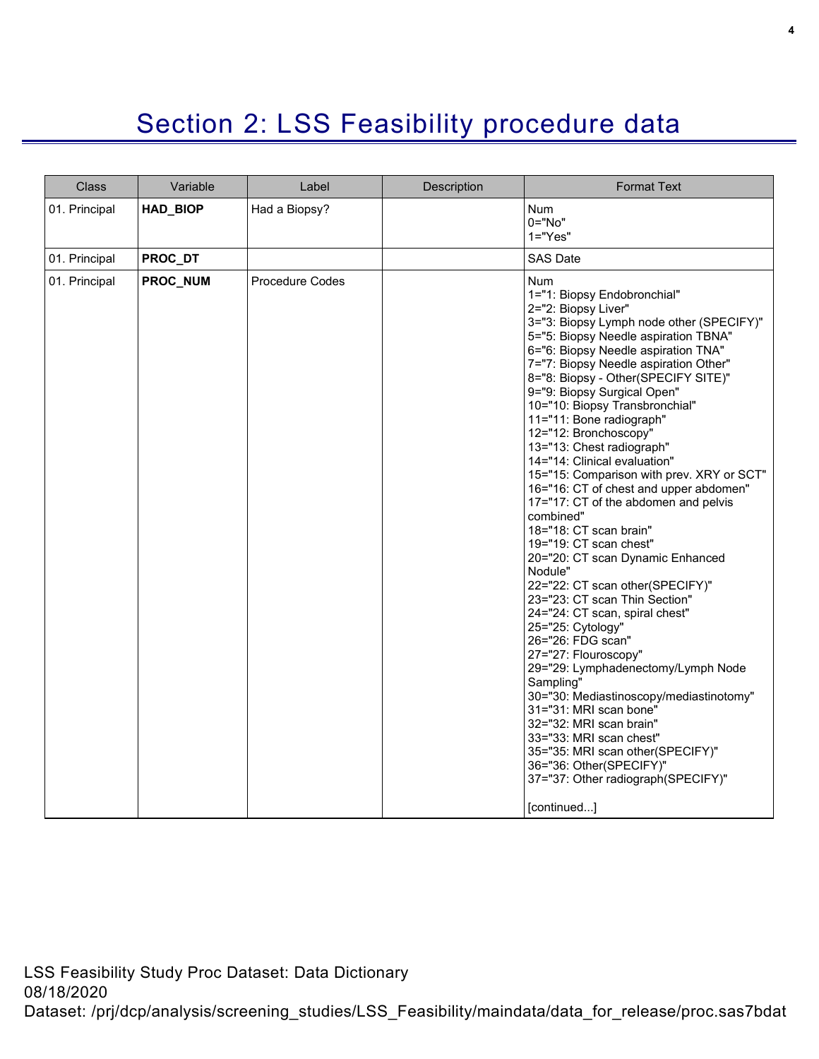# Section 2: LSS Feasibility procedure data

| Class | Variable | Label | Description | Format Text |
|---|---|---|---|---|
| 01. Principal | **HAD_BIOP** | Had a Biopsy? | | Num<br>0="No"<br>1="Yes" |
| 01. Principal | **PROC_DT** | | | SAS Date |
| 01. Principal | **PROC_NUM** | Procedure Codes | | Num<br>1="1: Biopsy Endobronchial"<br>2="2: Biopsy Liver"<br>3="3: Biopsy Lymph node other (SPECIFY)"<br>5="5: Biopsy Needle aspiration TBNA"<br>6="6: Biopsy Needle aspiration TNA"<br>7="7: Biopsy Needle aspiration Other"<br>8="8: Biopsy - Other(SPECIFY SITE)"<br>9="9: Biopsy Surgical Open"<br>10="10: Biopsy Transbronchial"<br>11="11: Bone radiograph"<br>12="12: Bronchoscopy"<br>13="13: Chest radiograph"<br>14="14: Clinical evaluation"<br>15="15: Comparison with prev. XRY or SCT"<br>16="16: CT of chest and upper abdomen"<br>17="17: CT of the abdomen and pelvis combined"<br>18="18: CT scan brain"<br>19="19: CT scan chest"<br>20="20: CT scan Dynamic Enhanced Nodule"<br>22="22: CT scan other(SPECIFY)"<br>23="23: CT scan Thin Section"<br>24="24: CT scan, spiral chest"<br>25="25: Cytology"<br>26="26: FDG scan"<br>27="27: Flouroscopy"<br>29="29: Lymphadenectomy/Lymph Node Sampling"<br>30="30: Mediastinoscopy/mediastinotomy"<br>31="31: MRI scan bone"<br>32="32: MRI scan brain"<br>33="33: MRI scan chest"<br>35="35: MRI scan other(SPECIFY)"<br>36="36: Other(SPECIFY)"<br>37="37: Other radiograph(SPECIFY)"<br><br>[continued...] |

LSS Feasibility Study Proc Dataset: Data Dictionary
08/18/2020
Dataset: /prj/dcp/analysis/screening_studies/LSS_Feasibility/maindata/data_for_release/proc.sas7bdat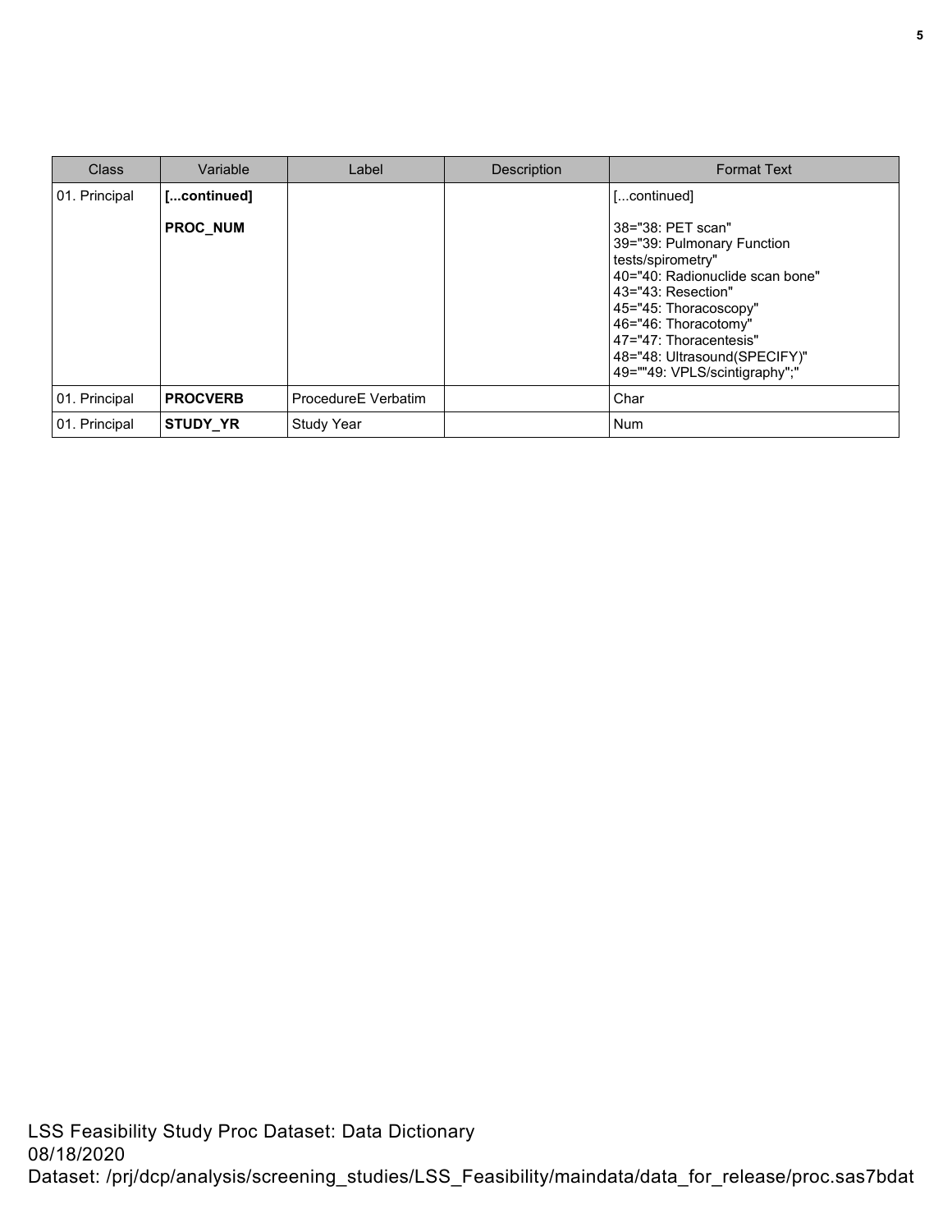| Class | Variable | Label | Description | Format Text |
| --- | --- | --- | --- | --- |
| 01. Principal | **[...continued]**<br><br>**PROC_NUM** | | | [...continued]<br><br>38="38: PET scan"<br>39="39: Pulmonary Function tests/spirometry"<br>40="40: Radionuclide scan bone"<br>43="43: Resection"<br>45="45: Thoracoscopy"<br>46="46: Thoracotomy"<br>47="47: Thoracentesis"<br>48="48: Ultrasound(SPECIFY)"<br>49=""49: VPLS/scintigraphy";" |
| 01. Principal | **PROCVERB** | ProcedureE Verbatim | | Char |
| 01. Principal | **STUDY_YR** | Study Year | | Num |

LSS Feasibility Study Proc Dataset: Data Dictionary
08/18/2020
Dataset: /prj/dcp/analysis/screening_studies/LSS_Feasibility/maindata/data_for_release/proc.sas7bdat